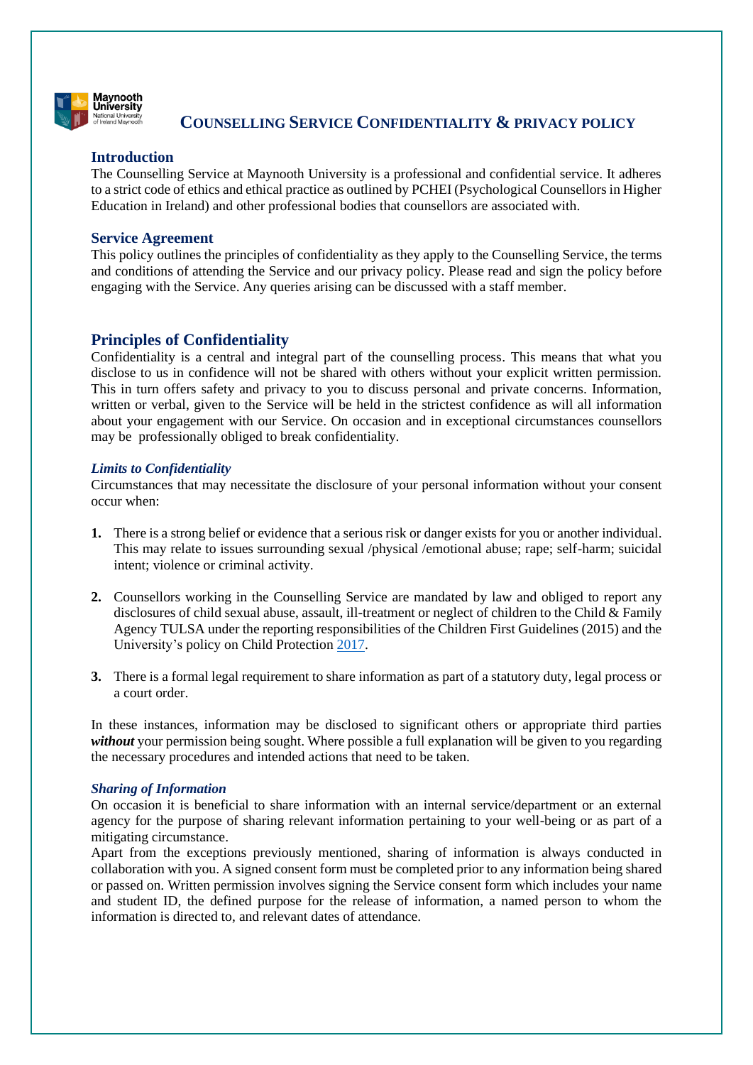# COUNSELLING SERVICE CONFIDENTIALITY & PRIVACY POLICY

## Introduction

The Counselling Service at Maynooth University is a professional and confidential service. It adheres to a strict code of ethics and ethical practice as outlined by PCHEI (Psychological Counsellors in Higher Education in Ireland) and other professional bodies that counsellors are associated with.

## Service Agreement

This policy outlines the principles of confidentiality as they apply to the Counselling Service, the terms and conditions of attending the Service and our privacy policy. Please read and sign the policy before engaging with the Service. Any queries arising can be discussed with a staff member.

## Principles of Confidentiality

Confidentiality is a central and integral part of the counselling process. This means that what you disclose to us in confidence will not be shared with others without your explicit written permission. This in turn offers safety and privacy to you to discuss personal and private concerns. Information, written or verbal, given to the Service will be held in the strictest confidence as will all information about your engagement with our Service. On occasion and in exceptional circumstances counsellors may be professionally obliged to break confidentiality.

### *Limits to Confidentiality*

Circumstances that may necessitate the disclosure of your personal information without your consent occur when:

1. There is a strong belief or evidence that a serious risk or danger exists for you or another individual. This may relate to issues surrounding sexual /physical /emotional abuse; rape; self-harm; suicidal intent; violence or criminal activity.
2. Counsellors working in the Counselling Service are mandated by law and obliged to report any disclosures of child sexual abuse, assault, ill-treatment or neglect of children to the Child & Family Agency TULSA under the reporting responsibilities of the Children First Guidelines (2015) and the University's policy on Child Protection 2017.
3. There is a formal legal requirement to share information as part of a statutory duty, legal process or a court order.

In these instances, information may be disclosed to significant others or appropriate third parties ***without*** your permission being sought. Where possible a full explanation will be given to you regarding the necessary procedures and intended actions that need to be taken.

### *Sharing of Information*

On occasion it is beneficial to share information with an internal service/department or an external agency for the purpose of sharing relevant information pertaining to your well-being or as part of a mitigating circumstance.

Apart from the exceptions previously mentioned, sharing of information is always conducted in collaboration with you. A signed consent form must be completed prior to any information being shared or passed on. Written permission involves signing the Service consent form which includes your name and student ID, the defined purpose for the release of information, a named person to whom the information is directed to, and relevant dates of attendance.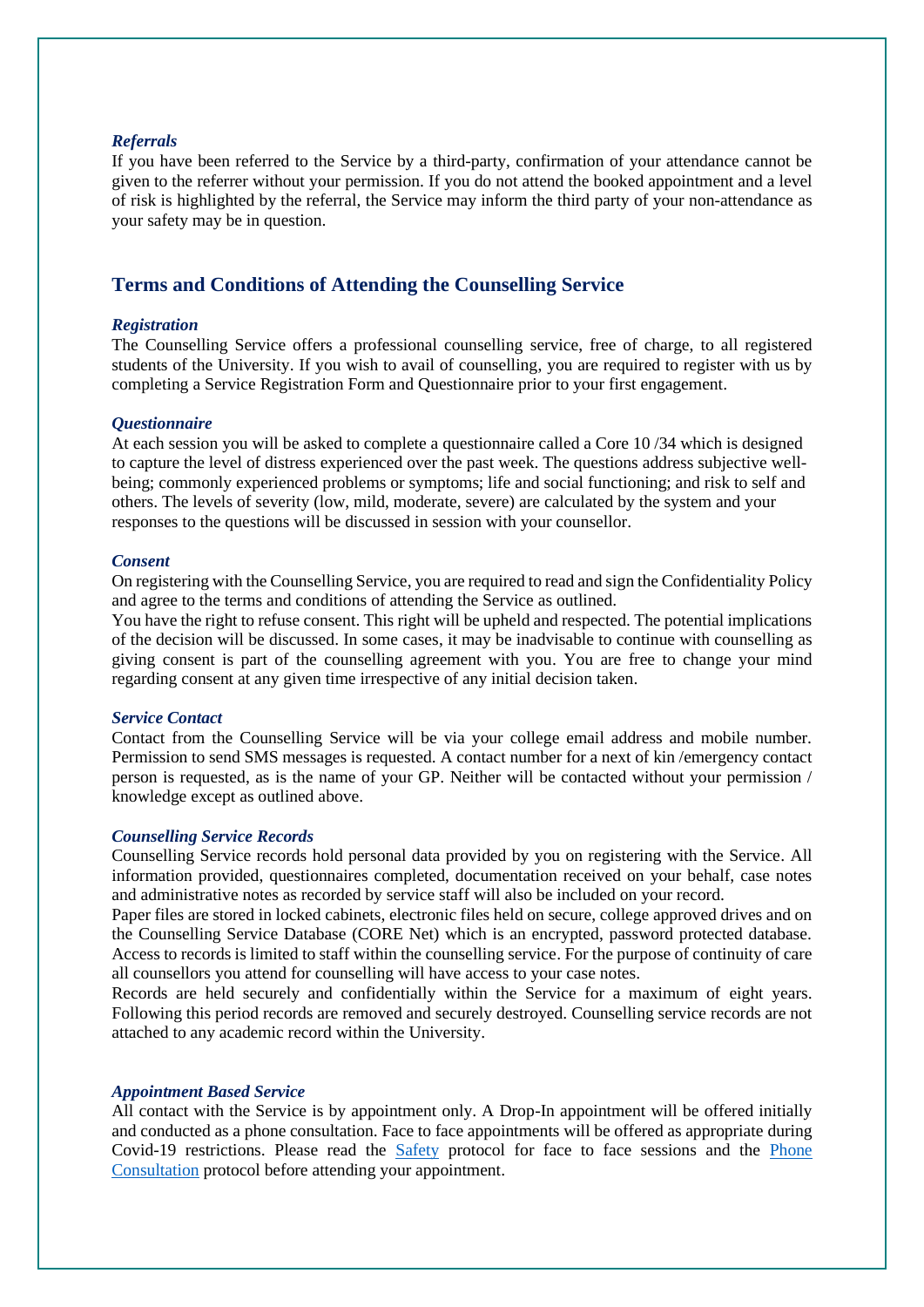### *Referrals*

If you have been referred to the Service by a third-party, confirmation of your attendance cannot be given to the referrer without your permission. If you do not attend the booked appointment and a level of risk is highlighted by the referral, the Service may inform the third party of your non-attendance as your safety may be in question.

## Terms and Conditions of Attending the Counselling Service

### *Registration*

The Counselling Service offers a professional counselling service, free of charge, to all registered students of the University. If you wish to avail of counselling, you are required to register with us by completing a Service Registration Form and Questionnaire prior to your first engagement.

### *Questionnaire*

At each session you will be asked to complete a questionnaire called a Core 10 /34 which is designed to capture the level of distress experienced over the past week. The questions address subjective well-being; commonly experienced problems or symptoms; life and social functioning; and risk to self and others. The levels of severity (low, mild, moderate, severe) are calculated by the system and your responses to the questions will be discussed in session with your counsellor.

### *Consent*

On registering with the Counselling Service, you are required to read and sign the Confidentiality Policy and agree to the terms and conditions of attending the Service as outlined.

You have the right to refuse consent. This right will be upheld and respected. The potential implications of the decision will be discussed. In some cases, it may be inadvisable to continue with counselling as giving consent is part of the counselling agreement with you. You are free to change your mind regarding consent at any given time irrespective of any initial decision taken.

### *Service Contact*

Contact from the Counselling Service will be via your college email address and mobile number. Permission to send SMS messages is requested. A contact number for a next of kin /emergency contact person is requested, as is the name of your GP. Neither will be contacted without your permission / knowledge except as outlined above.

### *Counselling Service Records*

Counselling Service records hold personal data provided by you on registering with the Service. All information provided, questionnaires completed, documentation received on your behalf, case notes and administrative notes as recorded by service staff will also be included on your record.

Paper files are stored in locked cabinets, electronic files held on secure, college approved drives and on the Counselling Service Database (CORE Net) which is an encrypted, password protected database. Access to records is limited to staff within the counselling service. For the purpose of continuity of care all counsellors you attend for counselling will have access to your case notes.

Records are held securely and confidentially within the Service for a maximum of eight years. Following this period records are removed and securely destroyed. Counselling service records are not attached to any academic record within the University.

### *Appointment Based Service*

All contact with the Service is by appointment only. A Drop-In appointment will be offered initially and conducted as a phone consultation. Face to face appointments will be offered as appropriate during Covid-19 restrictions. Please read the Safety protocol for face to face sessions and the Phone Consultation protocol before attending your appointment.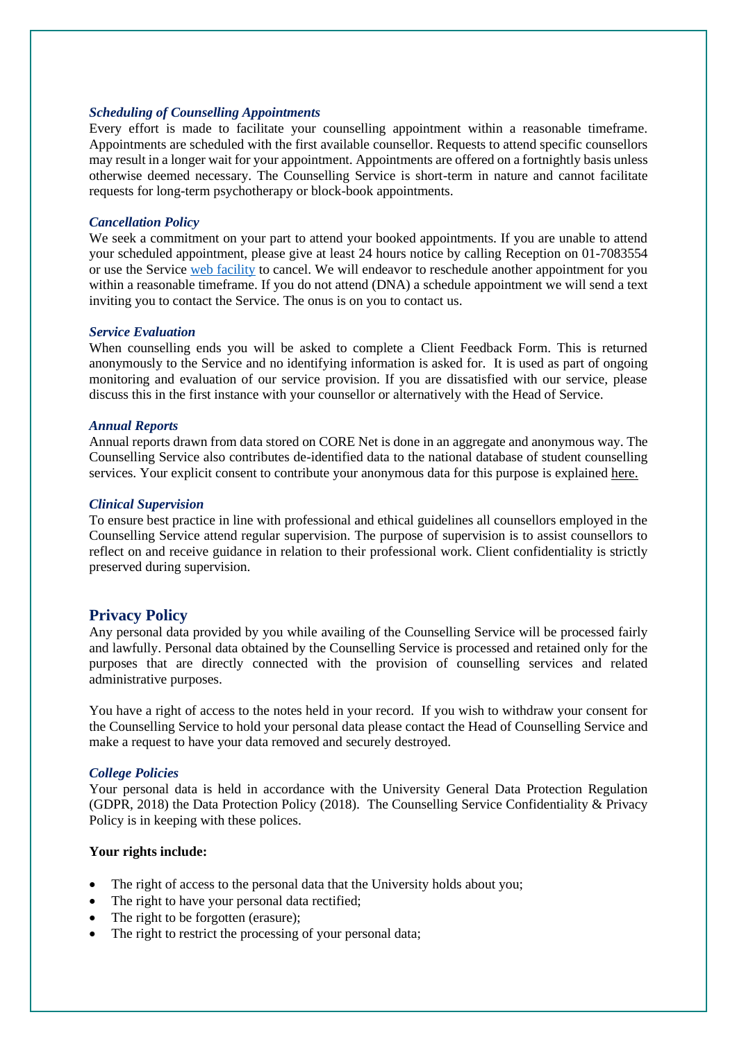### *Scheduling of Counselling Appointments*

Every effort is made to facilitate your counselling appointment within a reasonable timeframe. Appointments are scheduled with the first available counsellor. Requests to attend specific counsellors may result in a longer wait for your appointment. Appointments are offered on a fortnightly basis unless otherwise deemed necessary. The Counselling Service is short-term in nature and cannot facilitate requests for long-term psychotherapy or block-book appointments.

### *Cancellation Policy*

We seek a commitment on your part to attend your booked appointments. If you are unable to attend your scheduled appointment, please give at least 24 hours notice by calling Reception on 01-7083554 or use the Service web facility to cancel. We will endeavor to reschedule another appointment for you within a reasonable timeframe. If you do not attend (DNA) a schedule appointment we will send a text inviting you to contact the Service. The onus is on you to contact us.

### *Service Evaluation*

When counselling ends you will be asked to complete a Client Feedback Form. This is returned anonymously to the Service and no identifying information is asked for. It is used as part of ongoing monitoring and evaluation of our service provision. If you are dissatisfied with our service, please discuss this in the first instance with your counsellor or alternatively with the Head of Service.

### *Annual Reports*

Annual reports drawn from data stored on CORE Net is done in an aggregate and anonymous way. The Counselling Service also contributes de-identified data to the national database of student counselling services. Your explicit consent to contribute your anonymous data for this purpose is explained here.

### *Clinical Supervision*

To ensure best practice in line with professional and ethical guidelines all counsellors employed in the Counselling Service attend regular supervision. The purpose of supervision is to assist counsellors to reflect on and receive guidance in relation to their professional work. Client confidentiality is strictly preserved during supervision.

## Privacy Policy

Any personal data provided by you while availing of the Counselling Service will be processed fairly and lawfully. Personal data obtained by the Counselling Service is processed and retained only for the purposes that are directly connected with the provision of counselling services and related administrative purposes.

You have a right of access to the notes held in your record. If you wish to withdraw your consent for the Counselling Service to hold your personal data please contact the Head of Counselling Service and make a request to have your data removed and securely destroyed.

### *College Policies*

Your personal data is held in accordance with the University General Data Protection Regulation (GDPR, 2018) the Data Protection Policy (2018). The Counselling Service Confidentiality & Privacy Policy is in keeping with these polices.

**Your rights include:**

- The right of access to the personal data that the University holds about you;
- The right to have your personal data rectified;
- The right to be forgotten (erasure);
- The right to restrict the processing of your personal data;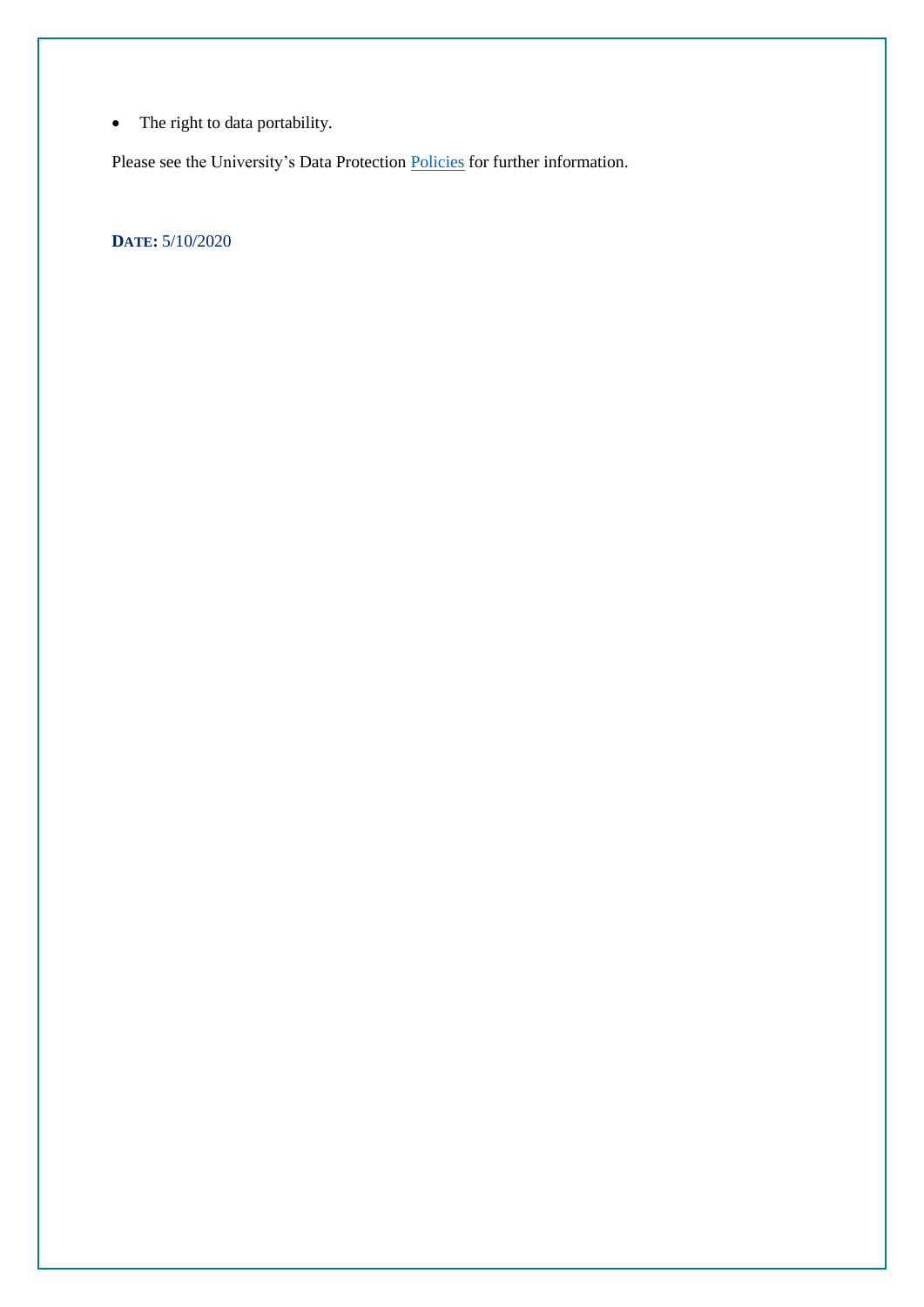- The right to data portability.

Please see the University's Data Protection [Policies](#) for further information.

**DATE:** 5/10/2020